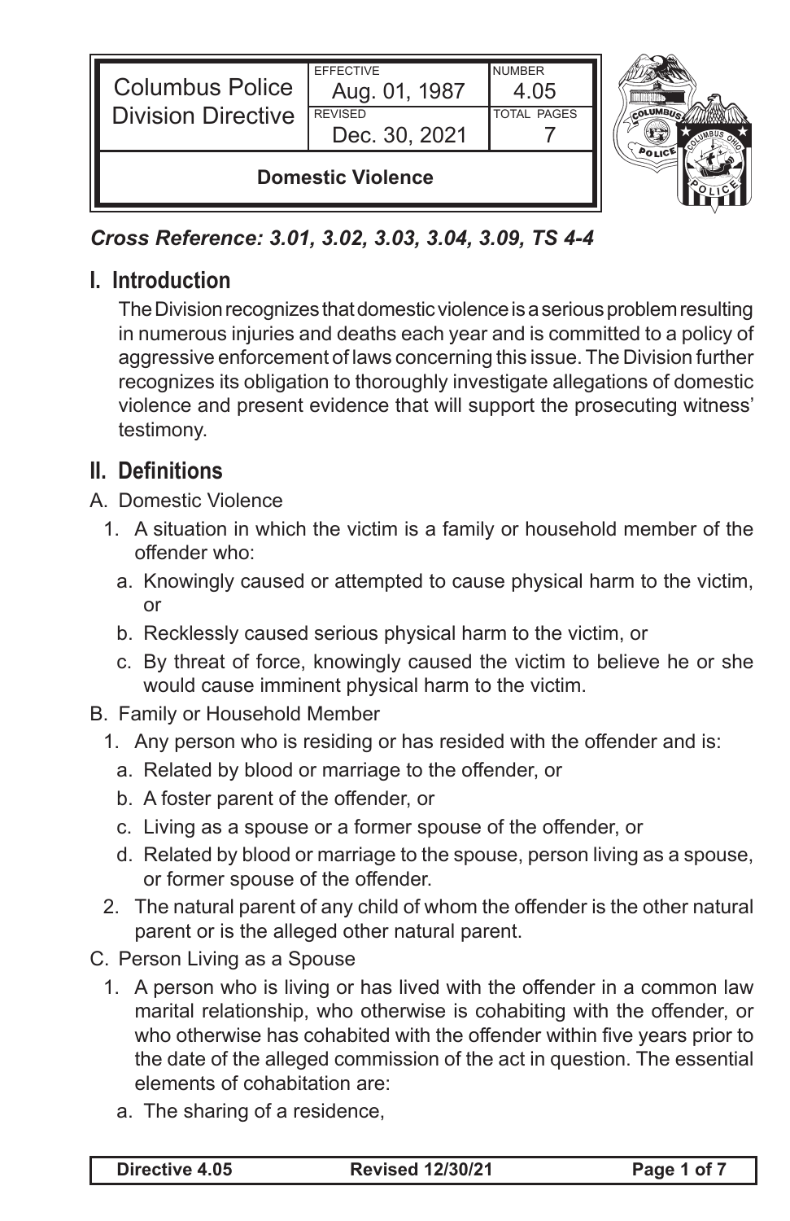| Columbus Police Division Directive | EFFECTIVE Aug. 01, 1987 | NUMBER 4.05 |
|---|---|---|
| | REVISED Dec. 30, 2021 | TOTAL PAGES 7 |
| **Domestic Violence** | | |

***Cross Reference: 3.01, 3.02, 3.03, 3.04, 3.09, TS 4-4***

## I. Introduction

The Division recognizes that domestic violence is a serious problem resulting in numerous injuries and deaths each year and is committed to a policy of aggressive enforcement of laws concerning this issue. The Division further recognizes its obligation to thoroughly investigate allegations of domestic violence and present evidence that will support the prosecuting witness' testimony.

## II. Definitions

A. Domestic Violence

1. A situation in which the victim is a family or household member of the offender who:
   a. Knowingly caused or attempted to cause physical harm to the victim, or
   b. Recklessly caused serious physical harm to the victim, or
   c. By threat of force, knowingly caused the victim to believe he or she would cause imminent physical harm to the victim.

B. Family or Household Member

1. Any person who is residing or has resided with the offender and is:
   a. Related by blood or marriage to the offender, or
   b. A foster parent of the offender, or
   c. Living as a spouse or a former spouse of the offender, or
   d. Related by blood or marriage to the spouse, person living as a spouse, or former spouse of the offender.
2. The natural parent of any child of whom the offender is the other natural parent or is the alleged other natural parent.

C. Person Living as a Spouse

1. A person who is living or has lived with the offender in a common law marital relationship, who otherwise is cohabiting with the offender, or who otherwise has cohabited with the offender within five years prior to the date of the alleged commission of the act in question. The essential elements of cohabitation are:
   a. The sharing of a residence,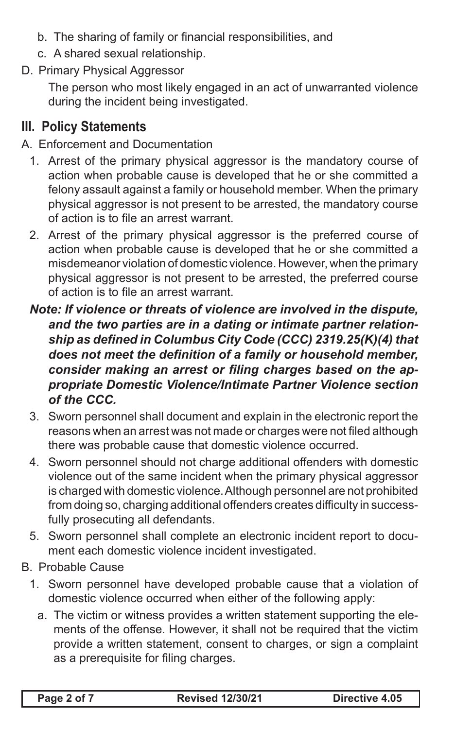b. The sharing of family or financial responsibilities, and

c. A shared sexual relationship.

D. Primary Physical Aggressor

The person who most likely engaged in an act of unwarranted violence during the incident being investigated.

## III. Policy Statements

A. Enforcement and Documentation

1. Arrest of the primary physical aggressor is the mandatory course of action when probable cause is developed that he or she committed a felony assault against a family or household member. When the primary physical aggressor is not present to be arrested, the mandatory course of action is to file an arrest warrant.

2. Arrest of the primary physical aggressor is the preferred course of action when probable cause is developed that he or she committed a misdemeanor violation of domestic violence. However, when the primary physical aggressor is not present to be arrested, the preferred course of action is to file an arrest warrant.

***Note: If violence or threats of violence are involved in the dispute, and the two parties are in a dating or intimate partner relationship as defined in Columbus City Code (CCC) 2319.25(K)(4) that does not meet the definition of a family or household member, consider making an arrest or filing charges based on the appropriate Domestic Violence/Intimate Partner Violence section of the CCC.***

3. Sworn personnel shall document and explain in the electronic report the reasons when an arrest was not made or charges were not filed although there was probable cause that domestic violence occurred.

4. Sworn personnel should not charge additional offenders with domestic violence out of the same incident when the primary physical aggressor is charged with domestic violence. Although personnel are not prohibited from doing so, charging additional offenders creates difficulty in successfully prosecuting all defendants.

5. Sworn personnel shall complete an electronic incident report to document each domestic violence incident investigated.

B. Probable Cause

1. Sworn personnel have developed probable cause that a violation of domestic violence occurred when either of the following apply:

   a. The victim or witness provides a written statement supporting the elements of the offense. However, it shall not be required that the victim provide a written statement, consent to charges, or sign a complaint as a prerequisite for filing charges.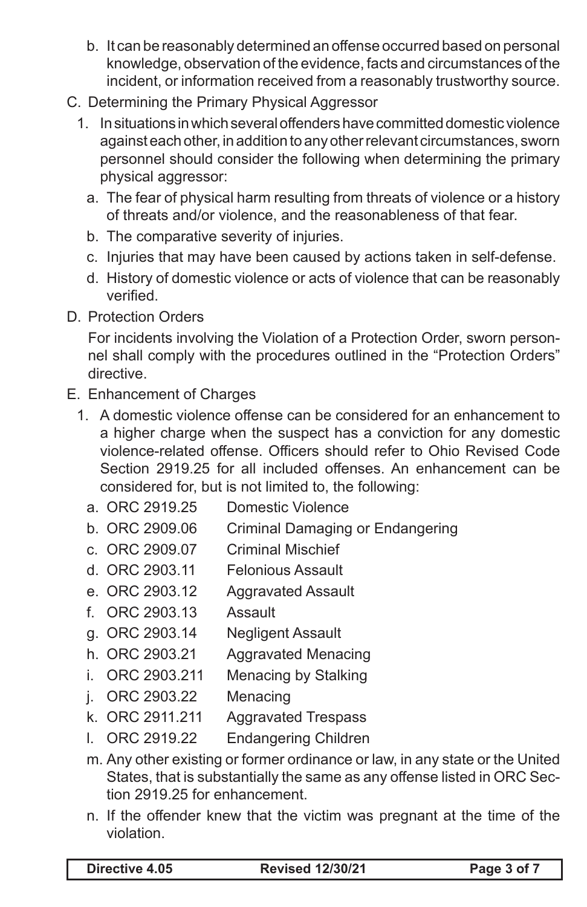b. It can be reasonably determined an offense occurred based on personal knowledge, observation of the evidence, facts and circumstances of the incident, or information received from a reasonably trustworthy source.

C. Determining the Primary Physical Aggressor

1. In situations in which several offenders have committed domestic violence against each other, in addition to any other relevant circumstances, sworn personnel should consider the following when determining the primary physical aggressor:

   a. The fear of physical harm resulting from threats of violence or a history of threats and/or violence, and the reasonableness of that fear.

   b. The comparative severity of injuries.

   c. Injuries that may have been caused by actions taken in self-defense.

   d. History of domestic violence or acts of violence that can be reasonably verified.

D. Protection Orders

For incidents involving the Violation of a Protection Order, sworn personnel shall comply with the procedures outlined in the "Protection Orders" directive.

E. Enhancement of Charges

1. A domestic violence offense can be considered for an enhancement to a higher charge when the suspect has a conviction for any domestic violence-related offense. Officers should refer to Ohio Revised Code Section 2919.25 for all included offenses. An enhancement can be considered for, but is not limited to, the following:

   a. ORC 2919.25 Domestic Violence

   b. ORC 2909.06 Criminal Damaging or Endangering

   c. ORC 2909.07 Criminal Mischief

   d. ORC 2903.11 Felonious Assault

   e. ORC 2903.12 Aggravated Assault

   f. ORC 2903.13 Assault

   g. ORC 2903.14 Negligent Assault

   h. ORC 2903.21 Aggravated Menacing

   i. ORC 2903.211 Menacing by Stalking

   j. ORC 2903.22 Menacing

   k. ORC 2911.211 Aggravated Trespass

   l. ORC 2919.22 Endangering Children

   m. Any other existing or former ordinance or law, in any state or the United States, that is substantially the same as any offense listed in ORC Section 2919.25 for enhancement.

   n. If the offender knew that the victim was pregnant at the time of the violation.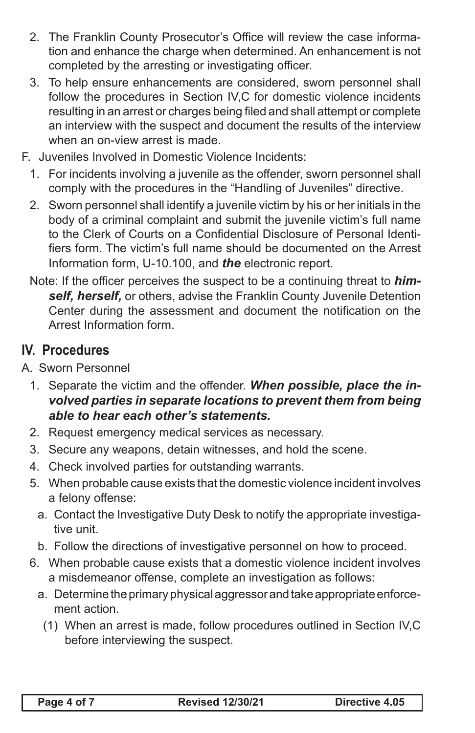2. The Franklin County Prosecutor's Office will review the case information and enhance the charge when determined. An enhancement is not completed by the arresting or investigating officer.
3. To help ensure enhancements are considered, sworn personnel shall follow the procedures in Section IV,C for domestic violence incidents resulting in an arrest or charges being filed and shall attempt or complete an interview with the suspect and document the results of the interview when an on-view arrest is made.

F. Juveniles Involved in Domestic Violence Incidents:

1. For incidents involving a juvenile as the offender, sworn personnel shall comply with the procedures in the "Handling of Juveniles" directive.
2. Sworn personnel shall identify a juvenile victim by his or her initials in the body of a criminal complaint and submit the juvenile victim's full name to the Clerk of Courts on a Confidential Disclosure of Personal Identifiers form. The victim's full name should be documented on the Arrest Information form, U-10.100, and ***the*** electronic report.

Note: If the officer perceives the suspect to be a continuing threat to ***himself, herself,*** or others, advise the Franklin County Juvenile Detention Center during the assessment and document the notification on the Arrest Information form.

## IV. Procedures

A. Sworn Personnel

1. Separate the victim and the offender. ***When possible, place the involved parties in separate locations to prevent them from being able to hear each other's statements.***
2. Request emergency medical services as necessary.
3. Secure any weapons, detain witnesses, and hold the scene.
4. Check involved parties for outstanding warrants.
5. When probable cause exists that the domestic violence incident involves a felony offense:
   a. Contact the Investigative Duty Desk to notify the appropriate investigative unit.
   b. Follow the directions of investigative personnel on how to proceed.
6. When probable cause exists that a domestic violence incident involves a misdemeanor offense, complete an investigation as follows:
   a. Determine the primary physical aggressor and take appropriate enforcement action.
      (1) When an arrest is made, follow procedures outlined in Section IV,C before interviewing the suspect.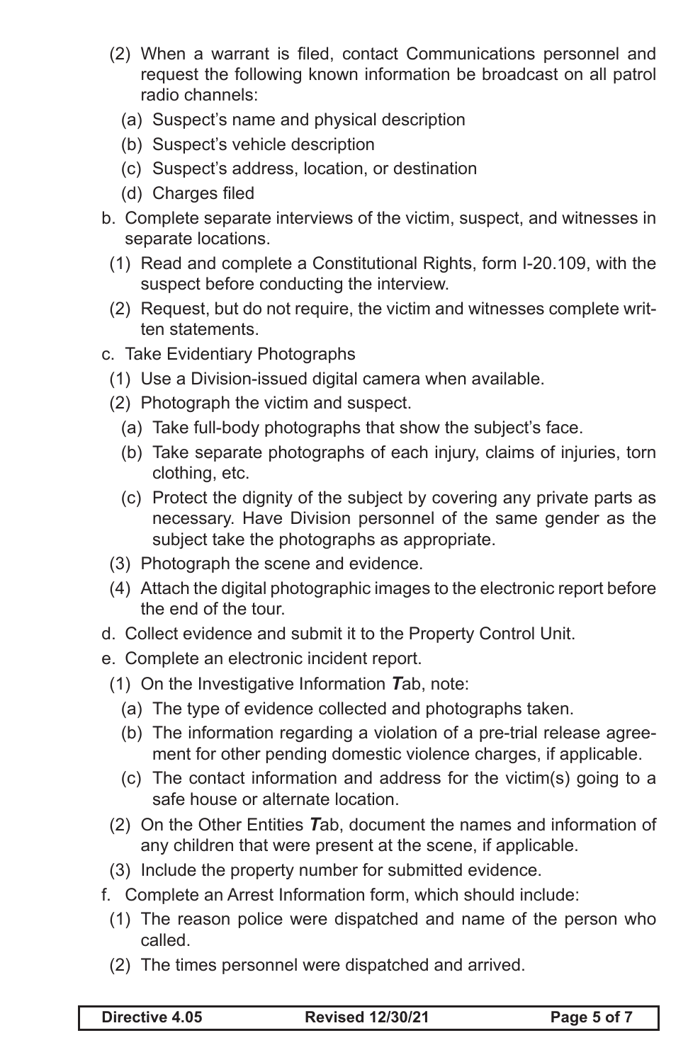(2) When a warrant is filed, contact Communications personnel and request the following known information be broadcast on all patrol radio channels:

   (a) Suspect's name and physical description

   (b) Suspect's vehicle description

   (c) Suspect's address, location, or destination

   (d) Charges filed

b. Complete separate interviews of the victim, suspect, and witnesses in separate locations.

   (1) Read and complete a Constitutional Rights, form I-20.109, with the suspect before conducting the interview.

   (2) Request, but do not require, the victim and witnesses complete written statements.

c. Take Evidentiary Photographs

   (1) Use a Division-issued digital camera when available.

   (2) Photograph the victim and suspect.

      (a) Take full-body photographs that show the subject's face.

      (b) Take separate photographs of each injury, claims of injuries, torn clothing, etc.

      (c) Protect the dignity of the subject by covering any private parts as necessary. Have Division personnel of the same gender as the subject take the photographs as appropriate.

   (3) Photograph the scene and evidence.

   (4) Attach the digital photographic images to the electronic report before the end of the tour.

d. Collect evidence and submit it to the Property Control Unit.

e. Complete an electronic incident report.

   (1) On the Investigative Information ***T***ab, note:

      (a) The type of evidence collected and photographs taken.

      (b) The information regarding a violation of a pre-trial release agreement for other pending domestic violence charges, if applicable.

      (c) The contact information and address for the victim(s) going to a safe house or alternate location.

   (2) On the Other Entities ***T***ab, document the names and information of any children that were present at the scene, if applicable.

   (3) Include the property number for submitted evidence.

f. Complete an Arrest Information form, which should include:

   (1) The reason police were dispatched and name of the person who called.

   (2) The times personnel were dispatched and arrived.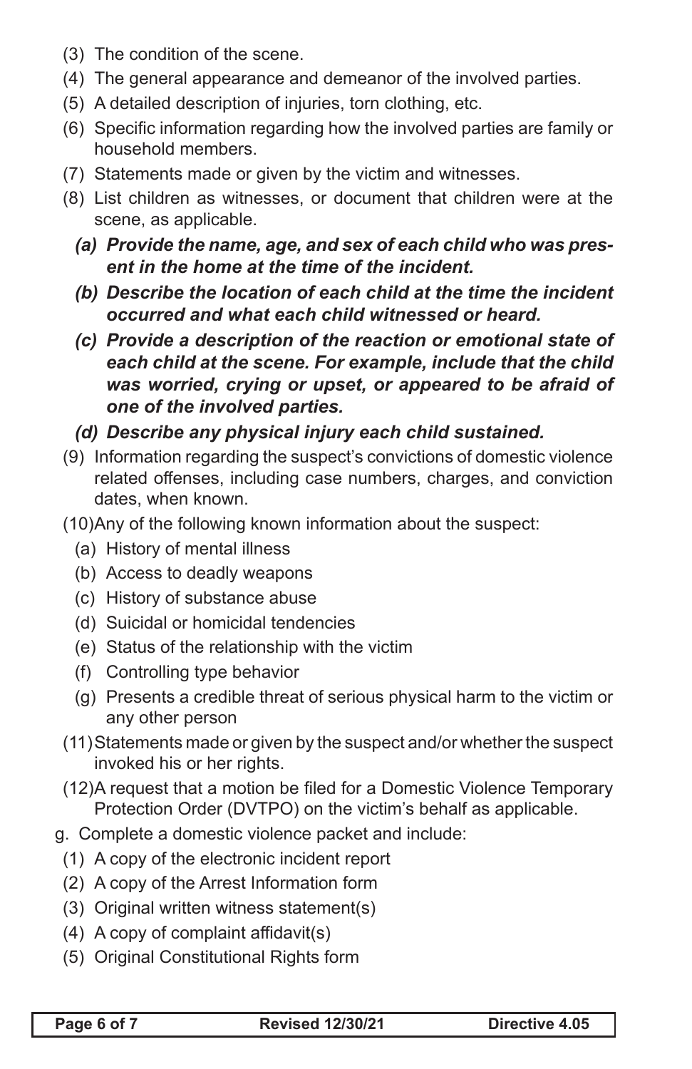(3) The condition of the scene.

(4) The general appearance and demeanor of the involved parties.

(5) A detailed description of injuries, torn clothing, etc.

(6) Specific information regarding how the involved parties are family or household members.

(7) Statements made or given by the victim and witnesses.

(8) List children as witnesses, or document that children were at the scene, as applicable.

   ***(a) Provide the name, age, and sex of each child who was present in the home at the time of the incident.***

   ***(b) Describe the location of each child at the time the incident occurred and what each child witnessed or heard.***

   ***(c) Provide a description of the reaction or emotional state of each child at the scene. For example, include that the child was worried, crying or upset, or appeared to be afraid of one of the involved parties.***

   ***(d) Describe any physical injury each child sustained.***

(9) Information regarding the suspect's convictions of domestic violence related offenses, including case numbers, charges, and conviction dates, when known.

(10) Any of the following known information about the suspect:

   (a) History of mental illness

   (b) Access to deadly weapons

   (c) History of substance abuse

   (d) Suicidal or homicidal tendencies

   (e) Status of the relationship with the victim

   (f) Controlling type behavior

   (g) Presents a credible threat of serious physical harm to the victim or any other person

(11) Statements made or given by the suspect and/or whether the suspect invoked his or her rights.

(12) A request that a motion be filed for a Domestic Violence Temporary Protection Order (DVTPO) on the victim's behalf as applicable.

g. Complete a domestic violence packet and include:

(1) A copy of the electronic incident report

(2) A copy of the Arrest Information form

(3) Original written witness statement(s)

(4) A copy of complaint affidavit(s)

(5) Original Constitutional Rights form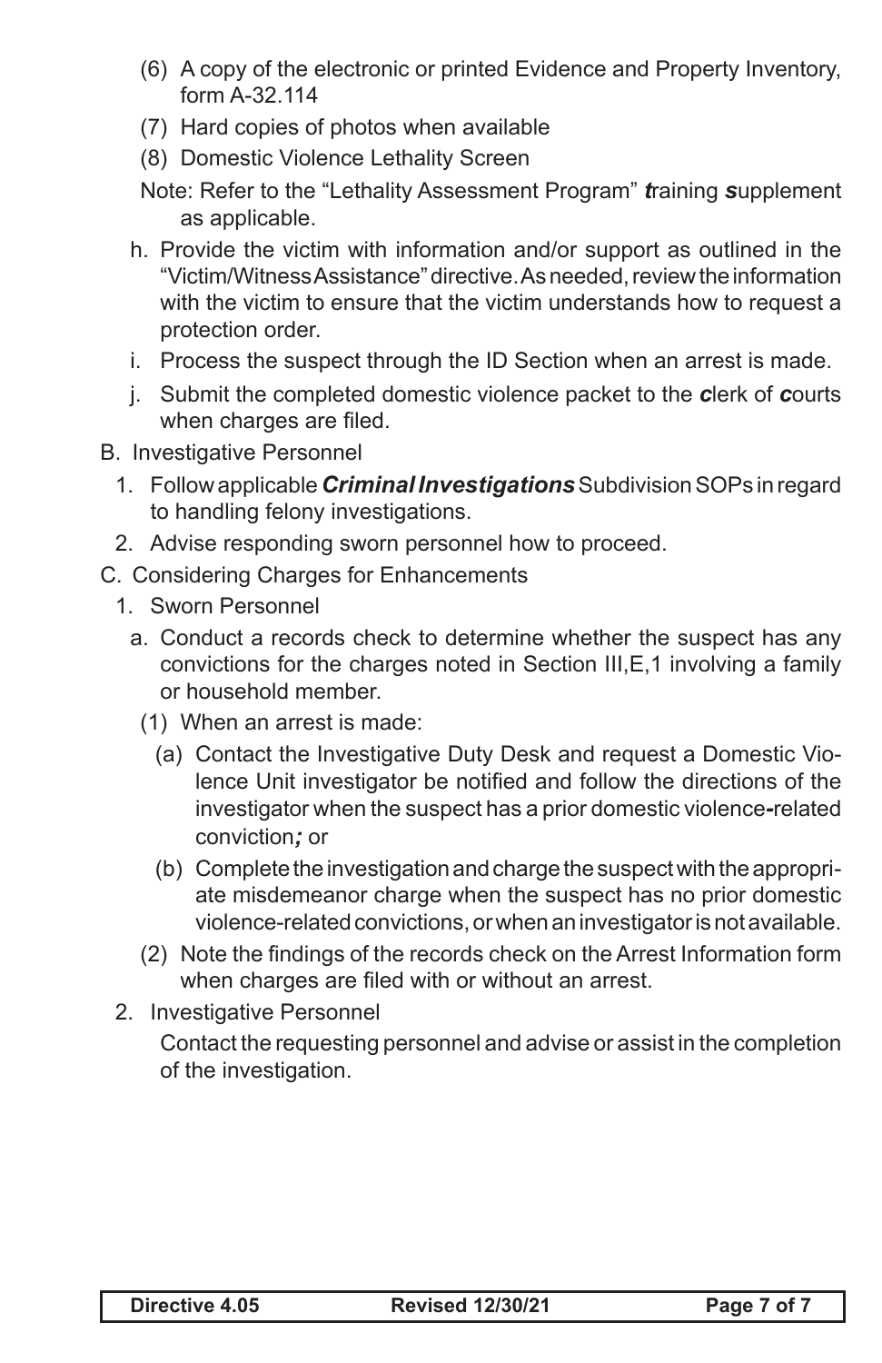(6) A copy of the electronic or printed Evidence and Property Inventory, form A-32.114

(7) Hard copies of photos when available

(8) Domestic Violence Lethality Screen

Note: Refer to the "Lethality Assessment Program" ***t***raining ***s***upplement as applicable.

h. Provide the victim with information and/or support as outlined in the "Victim/Witness Assistance" directive. As needed, review the information with the victim to ensure that the victim understands how to request a protection order.

i. Process the suspect through the ID Section when an arrest is made.

j. Submit the completed domestic violence packet to the ***c***lerk of ***c***ourts when charges are filed.

B. Investigative Personnel

1. Follow applicable ***Criminal Investigations*** Subdivision SOPs in regard to handling felony investigations.

2. Advise responding sworn personnel how to proceed.

C. Considering Charges for Enhancements

1. Sworn Personnel

a. Conduct a records check to determine whether the suspect has any convictions for the charges noted in Section III,E,1 involving a family or household member.

(1) When an arrest is made:

(a) Contact the Investigative Duty Desk and request a Domestic Violence Unit investigator be notified and follow the directions of the investigator when the suspect has a prior domestic violence**-**related conviction***;*** or

(b) Complete the investigation and charge the suspect with the appropriate misdemeanor charge when the suspect has no prior domestic violence-related convictions, or when an investigator is not available.

(2) Note the findings of the records check on the Arrest Information form when charges are filed with or without an arrest.

2. Investigative Personnel

Contact the requesting personnel and advise or assist in the completion of the investigation.